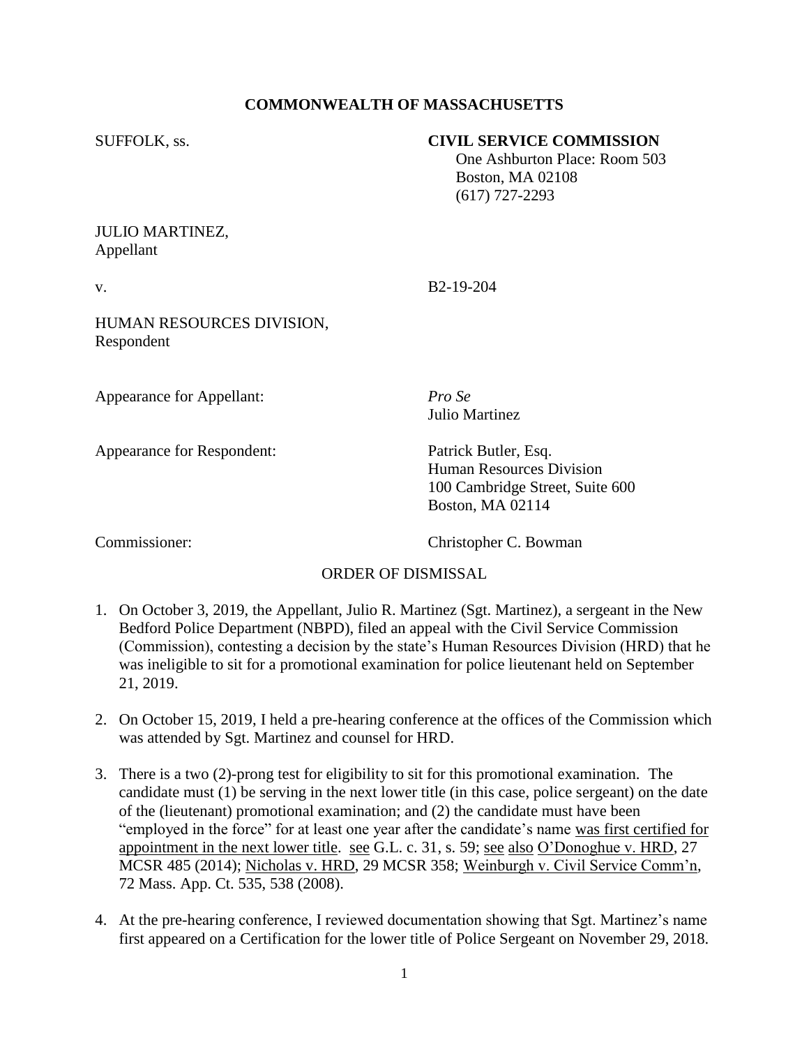**COMMONWEALTH OF MASSACHUSETTS**

SUFFOLK, ss.

**CIVIL SERVICE COMMISSION**
One Ashburton Place: Room 503
Boston, MA 02108
(617) 727-2293

JULIO MARTINEZ,
Appellant

v.

B2-19-204

HUMAN RESOURCES DIVISION,
Respondent

Appearance for Appellant: *Pro Se*
Julio Martinez

Appearance for Respondent: Patrick Butler, Esq.
Human Resources Division
100 Cambridge Street, Suite 600
Boston, MA 02114

Commissioner: Christopher C. Bowman

ORDER OF DISMISSAL

1. On October 3, 2019, the Appellant, Julio R. Martinez (Sgt. Martinez), a sergeant in the New Bedford Police Department (NBPD), filed an appeal with the Civil Service Commission (Commission), contesting a decision by the state's Human Resources Division (HRD) that he was ineligible to sit for a promotional examination for police lieutenant held on September 21, 2019.

2. On October 15, 2019, I held a pre-hearing conference at the offices of the Commission which was attended by Sgt. Martinez and counsel for HRD.

3. There is a two (2)-prong test for eligibility to sit for this promotional examination. The candidate must (1) be serving in the next lower title (in this case, police sergeant) on the date of the (lieutenant) promotional examination; and (2) the candidate must have been "employed in the force" for at least one year after the candidate's name was first certified for appointment in the next lower title. see G.L. c. 31, s. 59; see also O'Donoghue v. HRD, 27 MCSR 485 (2014); Nicholas v. HRD, 29 MCSR 358; Weinburgh v. Civil Service Comm'n, 72 Mass. App. Ct. 535, 538 (2008).

4. At the pre-hearing conference, I reviewed documentation showing that Sgt. Martinez's name first appeared on a Certification for the lower title of Police Sergeant on November 29, 2018.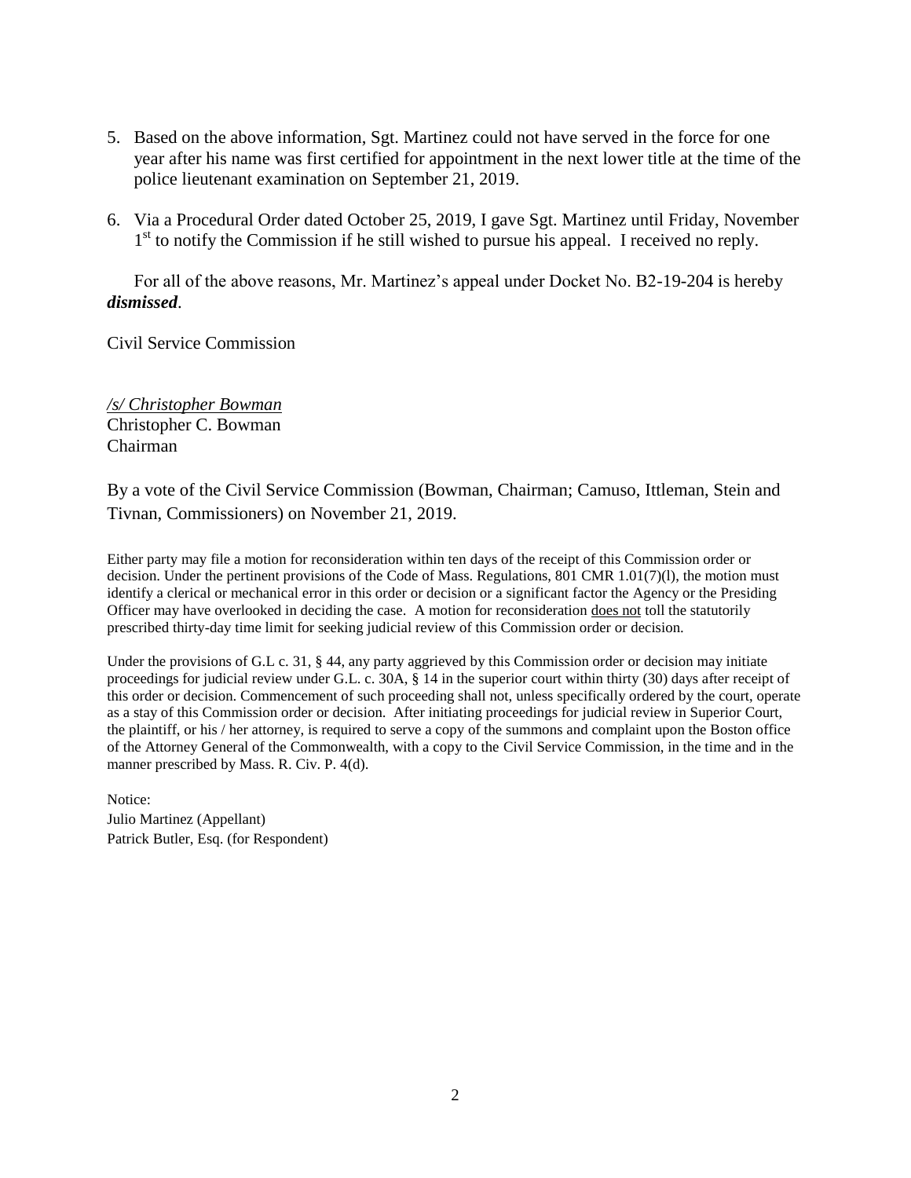5. Based on the above information, Sgt. Martinez could not have served in the force for one year after his name was first certified for appointment in the next lower title at the time of the police lieutenant examination on September 21, 2019.

6. Via a Procedural Order dated October 25, 2019, I gave Sgt. Martinez until Friday, November 1st to notify the Commission if he still wished to pursue his appeal. I received no reply.

For all of the above reasons, Mr. Martinez's appeal under Docket No. B2-19-204 is hereby ***dismissed***.

Civil Service Commission

*/s/ Christopher Bowman*
Christopher C. Bowman
Chairman

By a vote of the Civil Service Commission (Bowman, Chairman; Camuso, Ittleman, Stein and Tivnan, Commissioners) on November 21, 2019.

Either party may file a motion for reconsideration within ten days of the receipt of this Commission order or decision. Under the pertinent provisions of the Code of Mass. Regulations, 801 CMR 1.01(7)(l), the motion must identify a clerical or mechanical error in this order or decision or a significant factor the Agency or the Presiding Officer may have overlooked in deciding the case. A motion for reconsideration does not toll the statutorily prescribed thirty-day time limit for seeking judicial review of this Commission order or decision.

Under the provisions of G.L c. 31, § 44, any party aggrieved by this Commission order or decision may initiate proceedings for judicial review under G.L. c. 30A, § 14 in the superior court within thirty (30) days after receipt of this order or decision. Commencement of such proceeding shall not, unless specifically ordered by the court, operate as a stay of this Commission order or decision. After initiating proceedings for judicial review in Superior Court, the plaintiff, or his / her attorney, is required to serve a copy of the summons and complaint upon the Boston office of the Attorney General of the Commonwealth, with a copy to the Civil Service Commission, in the time and in the manner prescribed by Mass. R. Civ. P. 4(d).

Notice:
Julio Martinez (Appellant)
Patrick Butler, Esq. (for Respondent)